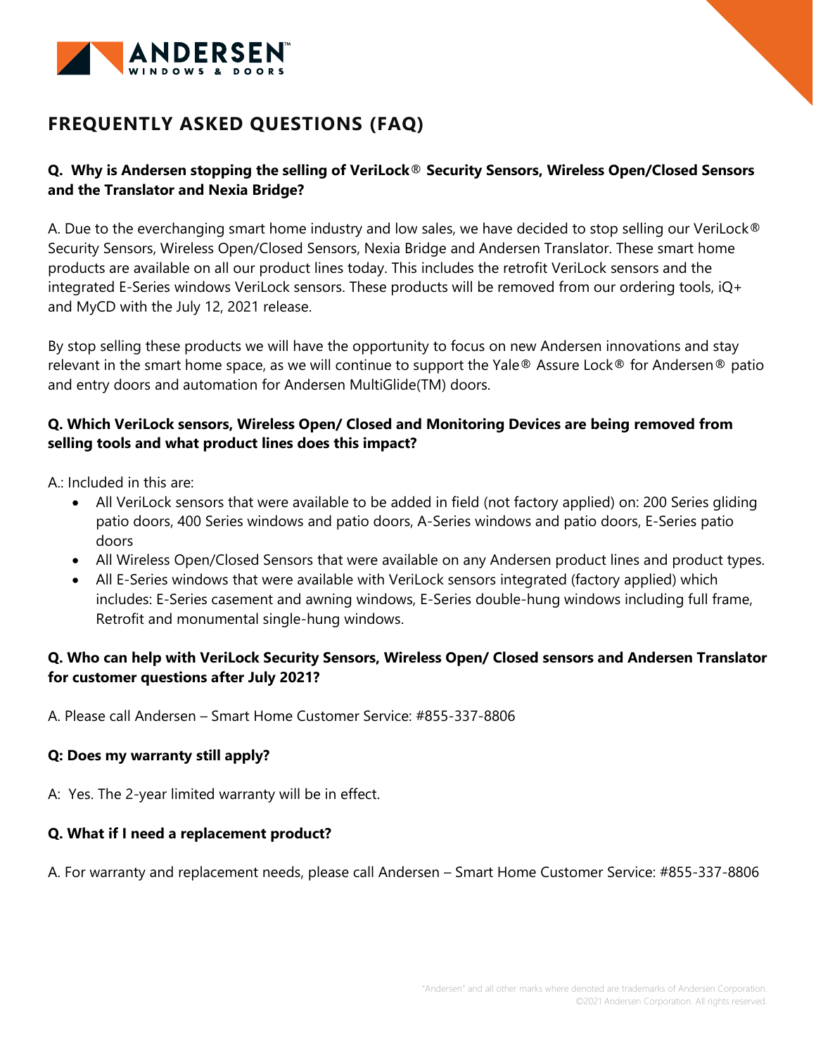# FREQUENTLY ASKED QUESTIONS (FAQ)

**Q. Why is Andersen stopping the selling of VeriLock® Security Sensors, Wireless Open/Closed Sensors and the Translator and Nexia Bridge?**

A. Due to the everchanging smart home industry and low sales, we have decided to stop selling our VeriLock® Security Sensors, Wireless Open/Closed Sensors, Nexia Bridge and Andersen Translator. These smart home products are available on all our product lines today. This includes the retrofit VeriLock sensors and the integrated E-Series windows VeriLock sensors. These products will be removed from our ordering tools, iQ+ and MyCD with the July 12, 2021 release.

By stop selling these products we will have the opportunity to focus on new Andersen innovations and stay relevant in the smart home space, as we will continue to support the Yale® Assure Lock® for Andersen® patio and entry doors and automation for Andersen MultiGlide(TM) doors.

**Q. Which VeriLock sensors, Wireless Open/ Closed and Monitoring Devices are being removed from selling tools and what product lines does this impact?**

A.: Included in this are:

- All VeriLock sensors that were available to be added in field (not factory applied) on: 200 Series gliding patio doors, 400 Series windows and patio doors, A-Series windows and patio doors, E-Series patio doors
- All Wireless Open/Closed Sensors that were available on any Andersen product lines and product types.
- All E-Series windows that were available with VeriLock sensors integrated (factory applied) which includes: E-Series casement and awning windows, E-Series double-hung windows including full frame, Retrofit and monumental single-hung windows.

**Q. Who can help with VeriLock Security Sensors, Wireless Open/ Closed sensors and Andersen Translator for customer questions after July 2021?**

A. Please call Andersen – Smart Home Customer Service: #855-337-8806

**Q: Does my warranty still apply?**

A: Yes. The 2-year limited warranty will be in effect.

**Q. What if I need a replacement product?**

A. For warranty and replacement needs, please call Andersen – Smart Home Customer Service: #855-337-8806

"Andersen" and all other marks where denoted are trademarks of Andersen Corporation.
©2021 Andersen Corporation. All rights reserved.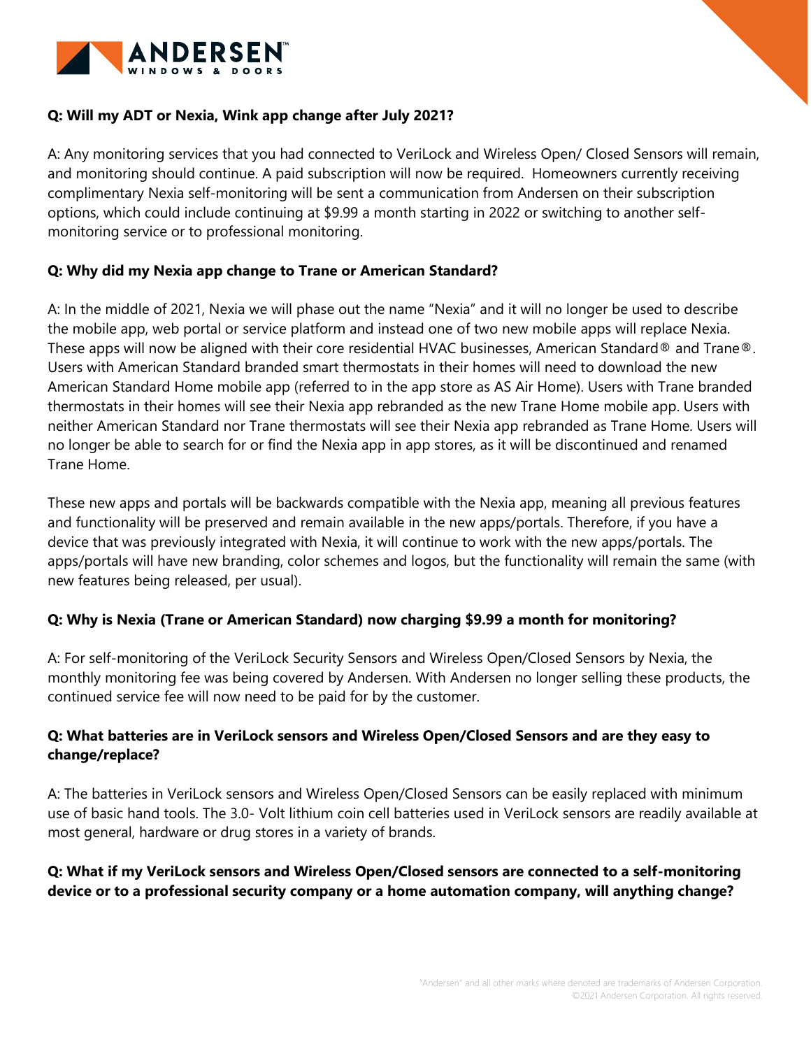**Q: Will my ADT or Nexia, Wink app change after July 2021?**

A: Any monitoring services that you had connected to VeriLock and Wireless Open/ Closed Sensors will remain, and monitoring should continue. A paid subscription will now be required. Homeowners currently receiving complimentary Nexia self-monitoring will be sent a communication from Andersen on their subscription options, which could include continuing at $9.99 a month starting in 2022 or switching to another self-monitoring service or to professional monitoring.

**Q: Why did my Nexia app change to Trane or American Standard?**

A: In the middle of 2021, Nexia we will phase out the name "Nexia" and it will no longer be used to describe the mobile app, web portal or service platform and instead one of two new mobile apps will replace Nexia. These apps will now be aligned with their core residential HVAC businesses, American Standard® and Trane®. Users with American Standard branded smart thermostats in their homes will need to download the new American Standard Home mobile app (referred to in the app store as AS Air Home). Users with Trane branded thermostats in their homes will see their Nexia app rebranded as the new Trane Home mobile app. Users with neither American Standard nor Trane thermostats will see their Nexia app rebranded as Trane Home. Users will no longer be able to search for or find the Nexia app in app stores, as it will be discontinued and renamed Trane Home.

These new apps and portals will be backwards compatible with the Nexia app, meaning all previous features and functionality will be preserved and remain available in the new apps/portals. Therefore, if you have a device that was previously integrated with Nexia, it will continue to work with the new apps/portals. The apps/portals will have new branding, color schemes and logos, but the functionality will remain the same (with new features being released, per usual).

**Q: Why is Nexia (Trane or American Standard) now charging $9.99 a month for monitoring?**

A: For self-monitoring of the VeriLock Security Sensors and Wireless Open/Closed Sensors by Nexia, the monthly monitoring fee was being covered by Andersen. With Andersen no longer selling these products, the continued service fee will now need to be paid for by the customer.

**Q: What batteries are in VeriLock sensors and Wireless Open/Closed Sensors and are they easy to change/replace?**

A: The batteries in VeriLock sensors and Wireless Open/Closed Sensors can be easily replaced with minimum use of basic hand tools. The 3.0- Volt lithium coin cell batteries used in VeriLock sensors are readily available at most general, hardware or drug stores in a variety of brands.

**Q: What if my VeriLock sensors and Wireless Open/Closed sensors are connected to a self-monitoring device or to a professional security company or a home automation company, will anything change?**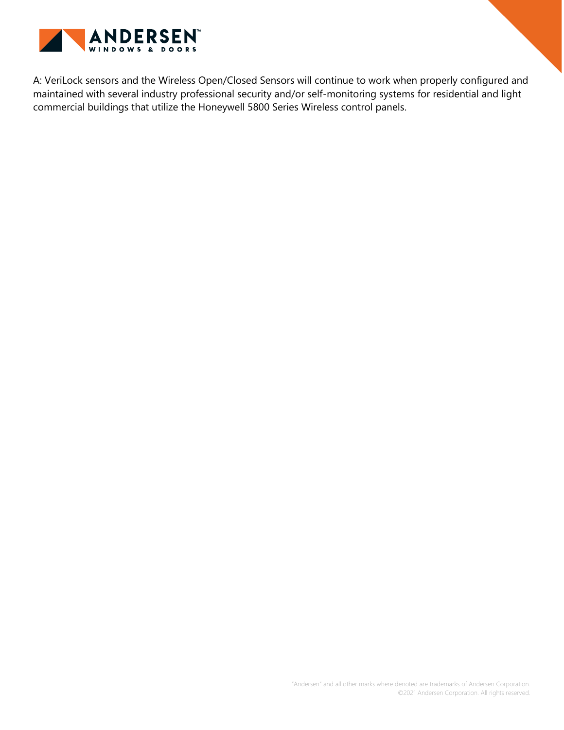A: VeriLock sensors and the Wireless Open/Closed Sensors will continue to work when properly configured and maintained with several industry professional security and/or self-monitoring systems for residential and light commercial buildings that utilize the Honeywell 5800 Series Wireless control panels.